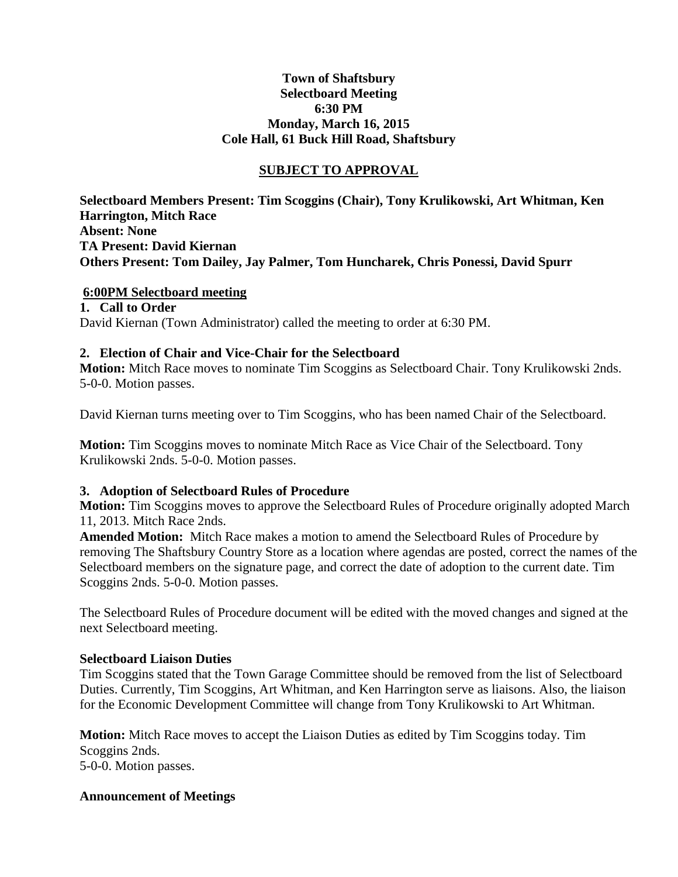**Town of Shaftsbury**
**Selectboard Meeting**
**6:30 PM**
**Monday, March 16, 2015**
**Cole Hall, 61 Buck Hill Road, Shaftsbury**

**SUBJECT TO APPROVAL**

**Selectboard Members Present: Tim Scoggins (Chair), Tony Krulikowski, Art Whitman, Ken Harrington, Mitch Race**
**Absent: None**
**TA Present: David Kiernan**
**Others Present: Tom Dailey, Jay Palmer, Tom Huncharek, Chris Ponessi, David Spurr**

**6:00PM Selectboard meeting**

**1. Call to Order**

David Kiernan (Town Administrator) called the meeting to order at 6:30 PM.

**2. Election of Chair and Vice-Chair for the Selectboard**

**Motion:** Mitch Race moves to nominate Tim Scoggins as Selectboard Chair. Tony Krulikowski 2nds. 5-0-0. Motion passes.

David Kiernan turns meeting over to Tim Scoggins, who has been named Chair of the Selectboard.

**Motion:** Tim Scoggins moves to nominate Mitch Race as Vice Chair of the Selectboard. Tony Krulikowski 2nds. 5-0-0. Motion passes.

**3. Adoption of Selectboard Rules of Procedure**

**Motion:** Tim Scoggins moves to approve the Selectboard Rules of Procedure originally adopted March 11, 2013. Mitch Race 2nds.

**Amended Motion:** Mitch Race makes a motion to amend the Selectboard Rules of Procedure by removing The Shaftsbury Country Store as a location where agendas are posted, correct the names of the Selectboard members on the signature page, and correct the date of adoption to the current date. Tim Scoggins 2nds. 5-0-0. Motion passes.

The Selectboard Rules of Procedure document will be edited with the moved changes and signed at the next Selectboard meeting.

**Selectboard Liaison Duties**

Tim Scoggins stated that the Town Garage Committee should be removed from the list of Selectboard Duties. Currently, Tim Scoggins, Art Whitman, and Ken Harrington serve as liaisons. Also, the liaison for the Economic Development Committee will change from Tony Krulikowski to Art Whitman.

**Motion:** Mitch Race moves to accept the Liaison Duties as edited by Tim Scoggins today. Tim Scoggins 2nds.
5-0-0. Motion passes.

**Announcement of Meetings**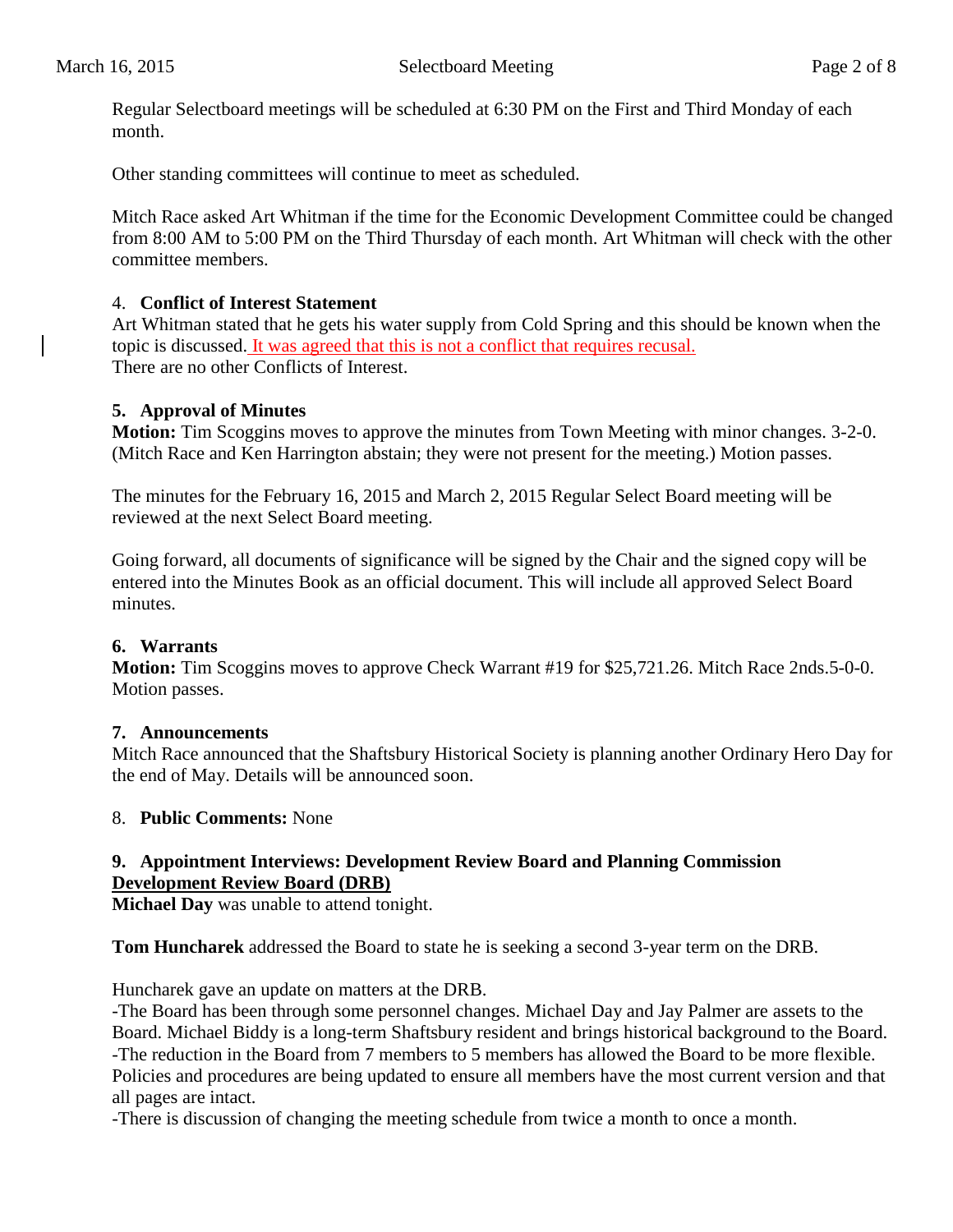Regular Selectboard meetings will be scheduled at 6:30 PM on the First and Third Monday of each month.

Other standing committees will continue to meet as scheduled.

Mitch Race asked Art Whitman if the time for the Economic Development Committee could be changed from 8:00 AM to 5:00 PM on the Third Thursday of each month. Art Whitman will check with the other committee members.

4. **Conflict of Interest Statement**
Art Whitman stated that he gets his water supply from Cold Spring and this should be known when the topic is discussed. It was agreed that this is not a conflict that requires recusal.
There are no other Conflicts of Interest.

**5. Approval of Minutes**
**Motion:** Tim Scoggins moves to approve the minutes from Town Meeting with minor changes. 3-2-0. (Mitch Race and Ken Harrington abstain; they were not present for the meeting.) Motion passes.

The minutes for the February 16, 2015 and March 2, 2015 Regular Select Board meeting will be reviewed at the next Select Board meeting.

Going forward, all documents of significance will be signed by the Chair and the signed copy will be entered into the Minutes Book as an official document. This will include all approved Select Board minutes.

**6. Warrants**
**Motion:** Tim Scoggins moves to approve Check Warrant #19 for $25,721.26. Mitch Race 2nds.5-0-0. Motion passes.

**7. Announcements**
Mitch Race announced that the Shaftsbury Historical Society is planning another Ordinary Hero Day for the end of May. Details will be announced soon.

8. **Public Comments:** None

**9. Appointment Interviews: Development Review Board and Planning Commission**
**Development Review Board (DRB)**
**Michael Day** was unable to attend tonight.

**Tom Huncharek** addressed the Board to state he is seeking a second 3-year term on the DRB.

Huncharek gave an update on matters at the DRB.
-The Board has been through some personnel changes. Michael Day and Jay Palmer are assets to the Board. Michael Biddy is a long-term Shaftsbury resident and brings historical background to the Board.
-The reduction in the Board from 7 members to 5 members has allowed the Board to be more flexible. Policies and procedures are being updated to ensure all members have the most current version and that all pages are intact.
-There is discussion of changing the meeting schedule from twice a month to once a month.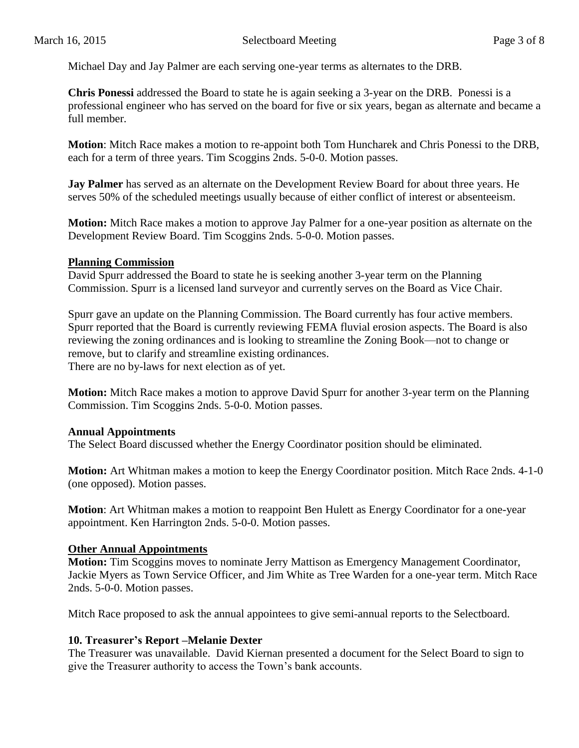Michael Day and Jay Palmer are each serving one-year terms as alternates to the DRB.

**Chris Ponessi** addressed the Board to state he is again seeking a 3-year on the DRB. Ponessi is a professional engineer who has served on the board for five or six years, began as alternate and became a full member.

**Motion**: Mitch Race makes a motion to re-appoint both Tom Huncharek and Chris Ponessi to the DRB, each for a term of three years. Tim Scoggins 2nds. 5-0-0. Motion passes.

**Jay Palmer** has served as an alternate on the Development Review Board for about three years. He serves 50% of the scheduled meetings usually because of either conflict of interest or absenteeism.

**Motion:** Mitch Race makes a motion to approve Jay Palmer for a one-year position as alternate on the Development Review Board. Tim Scoggins 2nds. 5-0-0. Motion passes.

**Planning Commission**

David Spurr addressed the Board to state he is seeking another 3-year term on the Planning Commission. Spurr is a licensed land surveyor and currently serves on the Board as Vice Chair.

Spurr gave an update on the Planning Commission. The Board currently has four active members. Spurr reported that the Board is currently reviewing FEMA fluvial erosion aspects. The Board is also reviewing the zoning ordinances and is looking to streamline the Zoning Book—not to change or remove, but to clarify and streamline existing ordinances.
There are no by-laws for next election as of yet.

**Motion:** Mitch Race makes a motion to approve David Spurr for another 3-year term on the Planning Commission. Tim Scoggins 2nds. 5-0-0. Motion passes.

**Annual Appointments**

The Select Board discussed whether the Energy Coordinator position should be eliminated.

**Motion:** Art Whitman makes a motion to keep the Energy Coordinator position. Mitch Race 2nds. 4-1-0 (one opposed). Motion passes.

**Motion**: Art Whitman makes a motion to reappoint Ben Hulett as Energy Coordinator for a one-year appointment. Ken Harrington 2nds. 5-0-0. Motion passes.

**Other Annual Appointments**

**Motion:** Tim Scoggins moves to nominate Jerry Mattison as Emergency Management Coordinator, Jackie Myers as Town Service Officer, and Jim White as Tree Warden for a one-year term. Mitch Race 2nds. 5-0-0. Motion passes.

Mitch Race proposed to ask the annual appointees to give semi-annual reports to the Selectboard.

**10. Treasurer's Report –Melanie Dexter**

The Treasurer was unavailable. David Kiernan presented a document for the Select Board to sign to give the Treasurer authority to access the Town's bank accounts.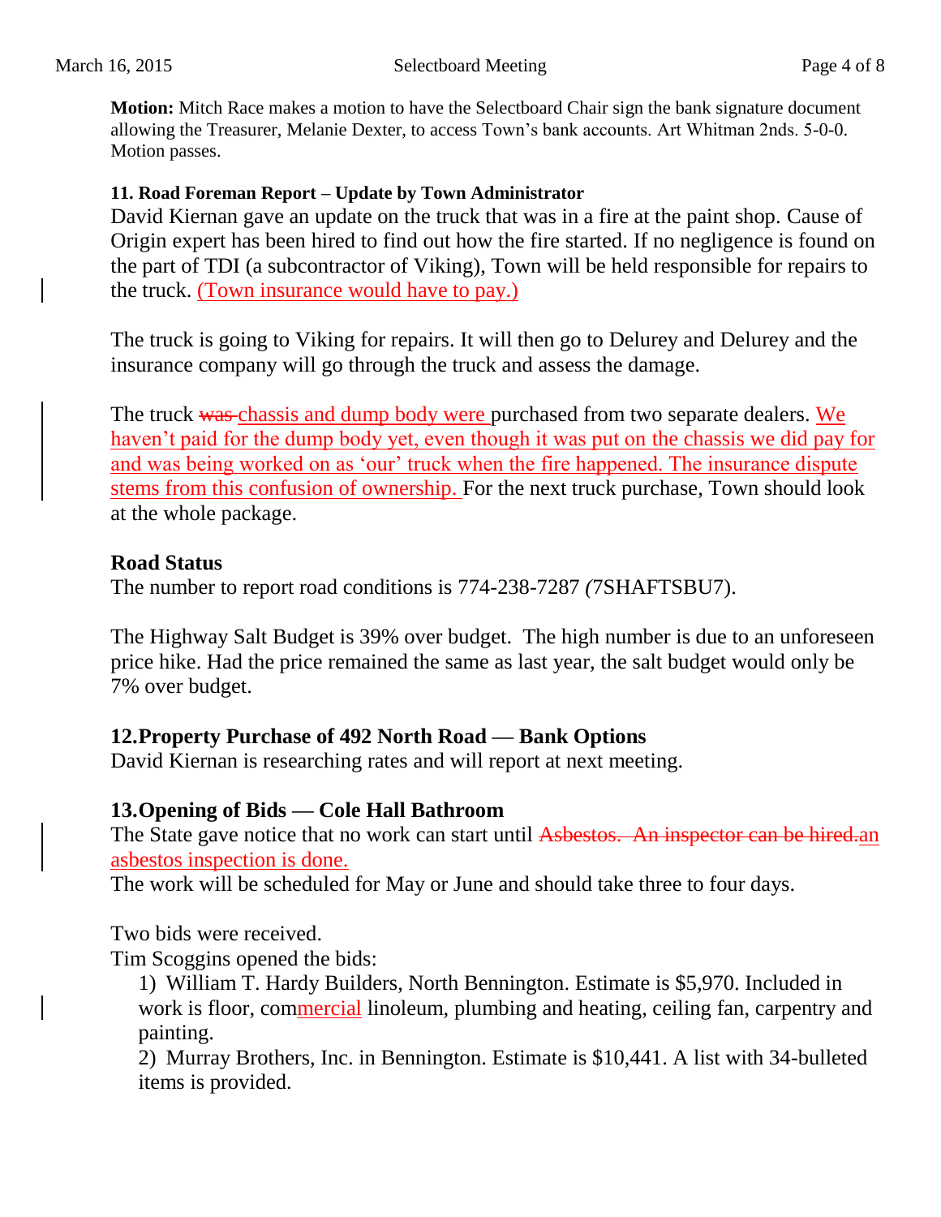**Motion:** Mitch Race makes a motion to have the Selectboard Chair sign the bank signature document allowing the Treasurer, Melanie Dexter, to access Town's bank accounts. Art Whitman 2nds. 5-0-0. Motion passes.

**11. Road Foreman Report – Update by Town Administrator**

David Kiernan gave an update on the truck that was in a fire at the paint shop. Cause of Origin expert has been hired to find out how the fire started. If no negligence is found on the part of TDI (a subcontractor of Viking), Town will be held responsible for repairs to the truck. (Town insurance would have to pay.)

The truck is going to Viking for repairs. It will then go to Delurey and Delurey and the insurance company will go through the truck and assess the damage.

The truck ~~was~~ chassis and dump body were purchased from two separate dealers. We haven't paid for the dump body yet, even though it was put on the chassis we did pay for and was being worked on as 'our' truck when the fire happened. The insurance dispute stems from this confusion of ownership. For the next truck purchase, Town should look at the whole package.

## Road Status

The number to report road conditions is 774-238-7287 (7SHAFTSBU7).

The Highway Salt Budget is 39% over budget. The high number is due to an unforeseen price hike. Had the price remained the same as last year, the salt budget would only be 7% over budget.

## 12.Property Purchase of 492 North Road — Bank Options

David Kiernan is researching rates and will report at next meeting.

## 13.Opening of Bids — Cole Hall Bathroom

The State gave notice that no work can start until ~~Asbestos. An inspector can be hired.~~an asbestos inspection is done.

The work will be scheduled for May or June and should take three to four days.

Two bids were received.

Tim Scoggins opened the bids:

1) William T. Hardy Builders, North Bennington. Estimate is $5,970. Included in work is floor, commercial linoleum, plumbing and heating, ceiling fan, carpentry and painting.
2) Murray Brothers, Inc. in Bennington. Estimate is $10,441. A list with 34-bulleted items is provided.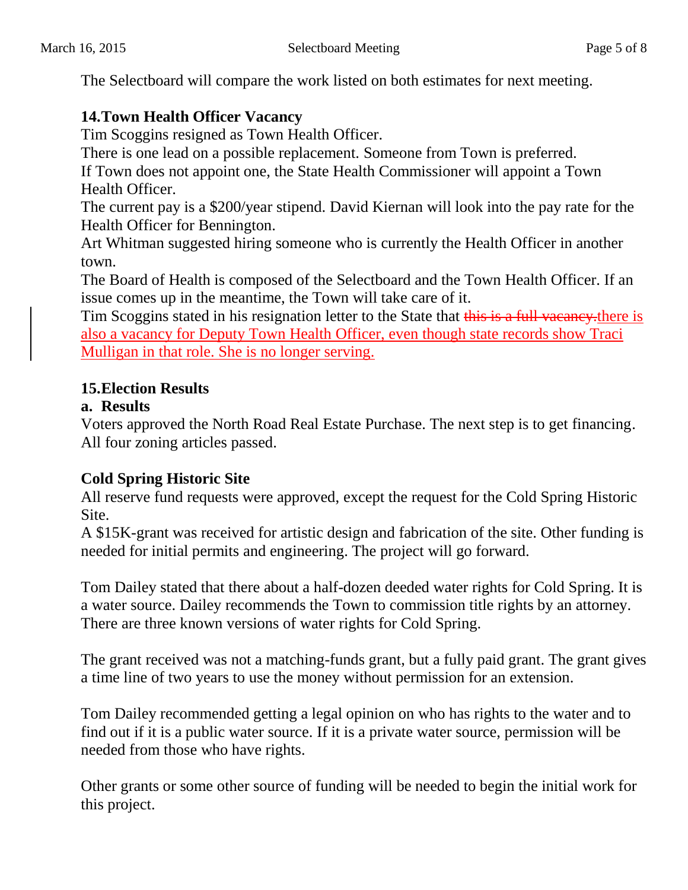The Selectboard will compare the work listed on both estimates for next meeting.

### 14. Town Health Officer Vacancy

Tim Scoggins resigned as Town Health Officer.
There is one lead on a possible replacement. Someone from Town is preferred.
If Town does not appoint one, the State Health Commissioner will appoint a Town Health Officer.
The current pay is a $200/year stipend. David Kiernan will look into the pay rate for the Health Officer for Bennington.
Art Whitman suggested hiring someone who is currently the Health Officer in another town.
The Board of Health is composed of the Selectboard and the Town Health Officer. If an issue comes up in the meantime, the Town will take care of it.
Tim Scoggins stated in his resignation letter to the State that ~~this is a full vacancy.~~there is also a vacancy for Deputy Town Health Officer, even though state records show Traci Mulligan in that role. She is no longer serving.

### 15. Election Results

**a. Results**

Voters approved the North Road Real Estate Purchase. The next step is to get financing. All four zoning articles passed.

**Cold Spring Historic Site**

All reserve fund requests were approved, except the request for the Cold Spring Historic Site.
A $15K-grant was received for artistic design and fabrication of the site. Other funding is needed for initial permits and engineering. The project will go forward.

Tom Dailey stated that there about a half-dozen deeded water rights for Cold Spring. It is a water source. Dailey recommends the Town to commission title rights by an attorney. There are three known versions of water rights for Cold Spring.

The grant received was not a matching-funds grant, but a fully paid grant. The grant gives a time line of two years to use the money without permission for an extension.

Tom Dailey recommended getting a legal opinion on who has rights to the water and to find out if it is a public water source. If it is a private water source, permission will be needed from those who have rights.

Other grants or some other source of funding will be needed to begin the initial work for this project.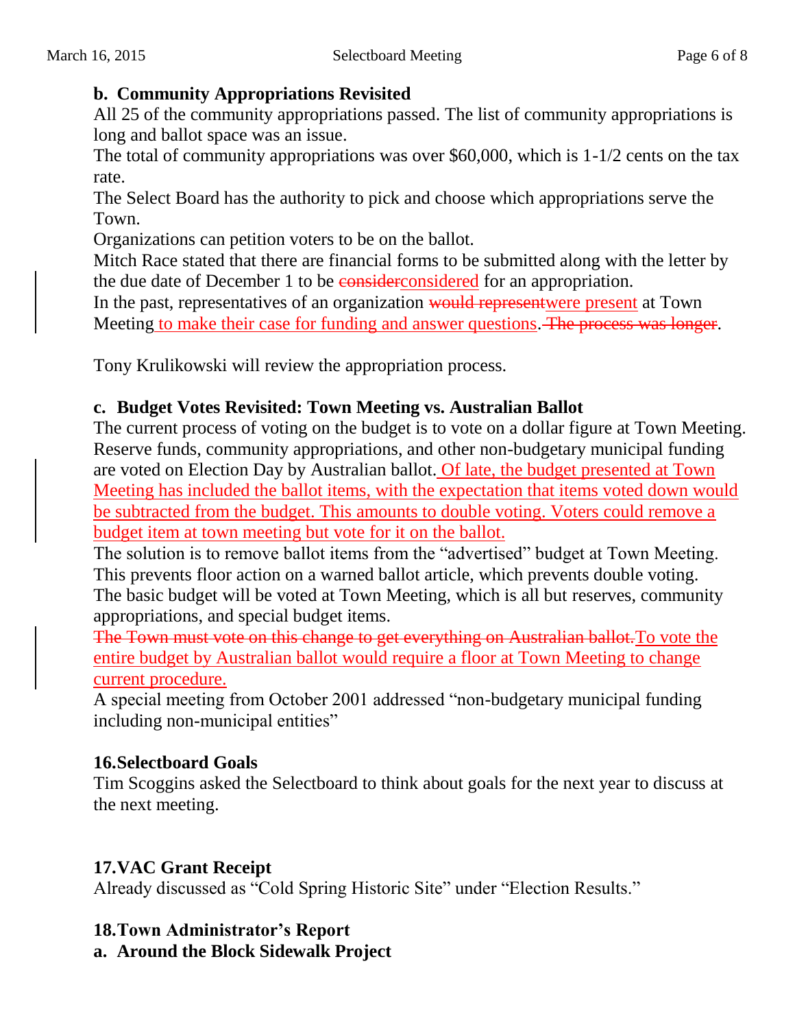### b. Community Appropriations Revisited

All 25 of the community appropriations passed. The list of community appropriations is long and ballot space was an issue.

The total of community appropriations was over $60,000, which is 1-1/2 cents on the tax rate.

The Select Board has the authority to pick and choose which appropriations serve the Town.

Organizations can petition voters to be on the ballot.

Mitch Race stated that there are financial forms to be submitted along with the letter by the due date of December 1 to be ~~consider~~considered for an appropriation.

In the past, representatives of an organization ~~would represent~~were present at Town Meeting to make their case for funding and answer questions. ~~The process was longer~~.

Tony Krulikowski will review the appropriation process.

### c. Budget Votes Revisited: Town Meeting vs. Australian Ballot

The current process of voting on the budget is to vote on a dollar figure at Town Meeting. Reserve funds, community appropriations, and other non-budgetary municipal funding are voted on Election Day by Australian ballot. Of late, the budget presented at Town Meeting has included the ballot items, with the expectation that items voted down would be subtracted from the budget. This amounts to double voting. Voters could remove a budget item at town meeting but vote for it on the ballot.

The solution is to remove ballot items from the "advertised" budget at Town Meeting. This prevents floor action on a warned ballot article, which prevents double voting.

The basic budget will be voted at Town Meeting, which is all but reserves, community appropriations, and special budget items.

~~The Town must vote on this change to get everything on Australian ballot.~~To vote the entire budget by Australian ballot would require a floor at Town Meeting to change current procedure.

A special meeting from October 2001 addressed "non-budgetary municipal funding including non-municipal entities"

## 16. Selectboard Goals

Tim Scoggins asked the Selectboard to think about goals for the next year to discuss at the next meeting.

## 17. VAC Grant Receipt

Already discussed as "Cold Spring Historic Site" under "Election Results."

## 18. Town Administrator's Report

### a. Around the Block Sidewalk Project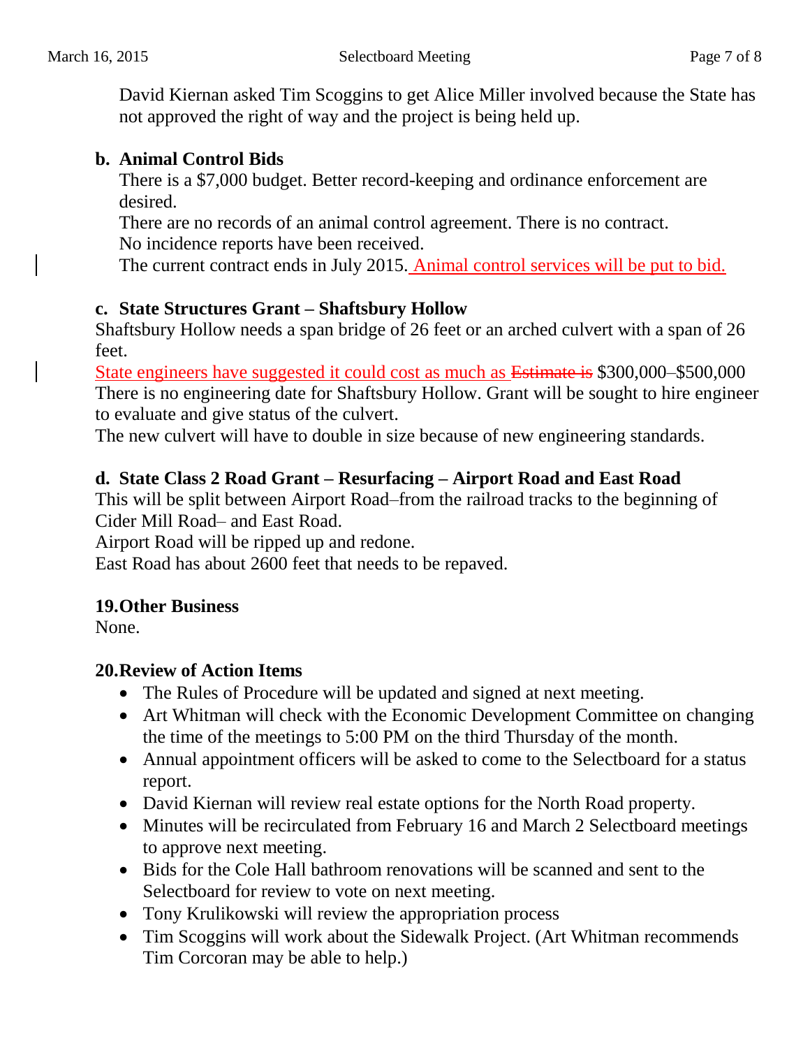David Kiernan asked Tim Scoggins to get Alice Miller involved because the State has not approved the right of way and the project is being held up.

### b. Animal Control Bids

There is a $7,000 budget. Better record-keeping and ordinance enforcement are desired.

There are no records of an animal control agreement. There is no contract.

No incidence reports have been received.

The current contract ends in July 2015. Animal control services will be put to bid.

### c. State Structures Grant – Shaftsbury Hollow

Shaftsbury Hollow needs a span bridge of 26 feet or an arched culvert with a span of 26 feet.

State engineers have suggested it could cost as much as ~~Estimate is~~ $300,000–$500,000

There is no engineering date for Shaftsbury Hollow. Grant will be sought to hire engineer to evaluate and give status of the culvert.

The new culvert will have to double in size because of new engineering standards.

### d. State Class 2 Road Grant – Resurfacing – Airport Road and East Road

This will be split between Airport Road–from the railroad tracks to the beginning of Cider Mill Road– and East Road.

Airport Road will be ripped up and redone.

East Road has about 2600 feet that needs to be repaved.

## 19. Other Business

None.

## 20. Review of Action Items

- The Rules of Procedure will be updated and signed at next meeting.
- Art Whitman will check with the Economic Development Committee on changing the time of the meetings to 5:00 PM on the third Thursday of the month.
- Annual appointment officers will be asked to come to the Selectboard for a status report.
- David Kiernan will review real estate options for the North Road property.
- Minutes will be recirculated from February 16 and March 2 Selectboard meetings to approve next meeting.
- Bids for the Cole Hall bathroom renovations will be scanned and sent to the Selectboard for review to vote on next meeting.
- Tony Krulikowski will review the appropriation process
- Tim Scoggins will work about the Sidewalk Project. (Art Whitman recommends Tim Corcoran may be able to help.)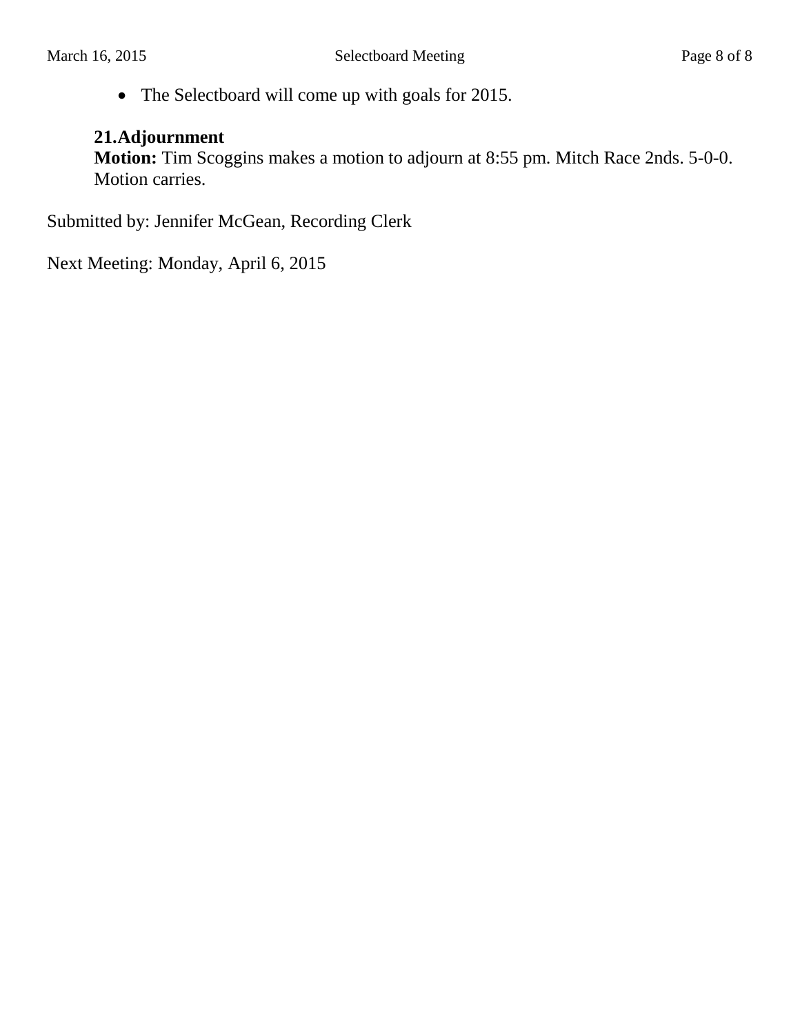- The Selectboard will come up with goals for 2015.

**21.Adjournment**

**Motion:** Tim Scoggins makes a motion to adjourn at 8:55 pm. Mitch Race 2nds. 5-0-0. Motion carries.

Submitted by: Jennifer McGean, Recording Clerk

Next Meeting: Monday, April 6, 2015